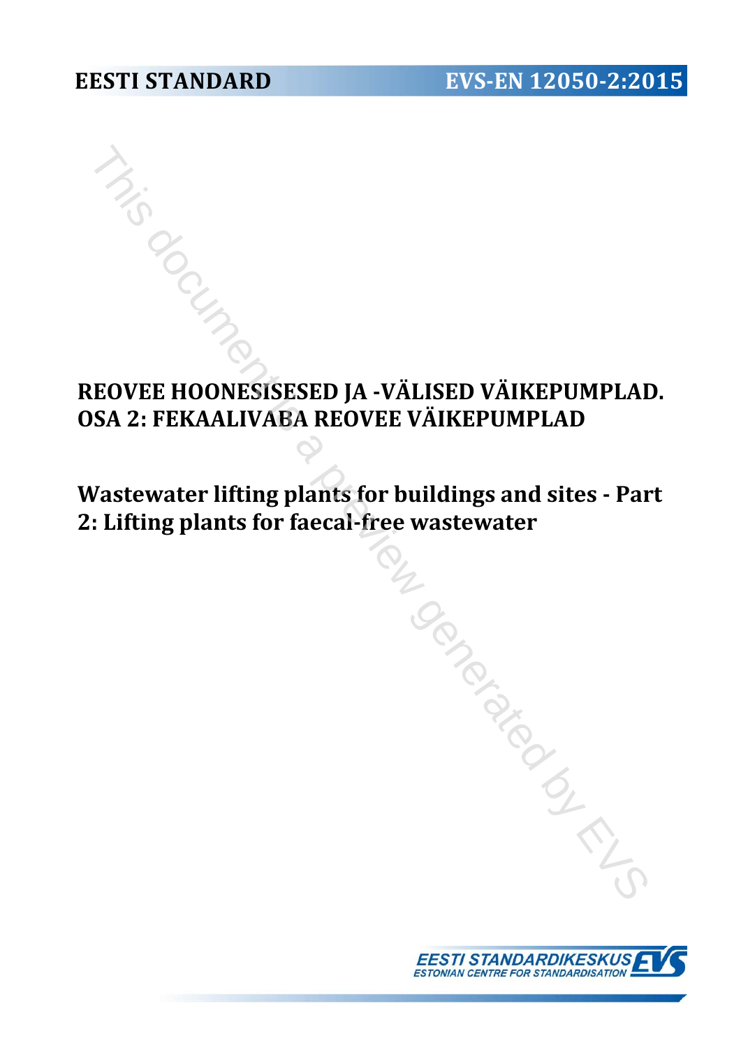**EESTI STANDARD** **EVS-EN 12050-2:2015**

# REOVEE HOONESISESED JA -VÄLISED VÄIKEPUMPLAD. OSA 2: FEKAALIVABA REOVEE VÄIKEPUMPLAD

# Wastewater lifting plants for buildings and sites - Part 2: Lifting plants for faecal-free wastewater

EESTI STANDARDIKESKUS
ESTONIAN CENTRE FOR STANDARDISATION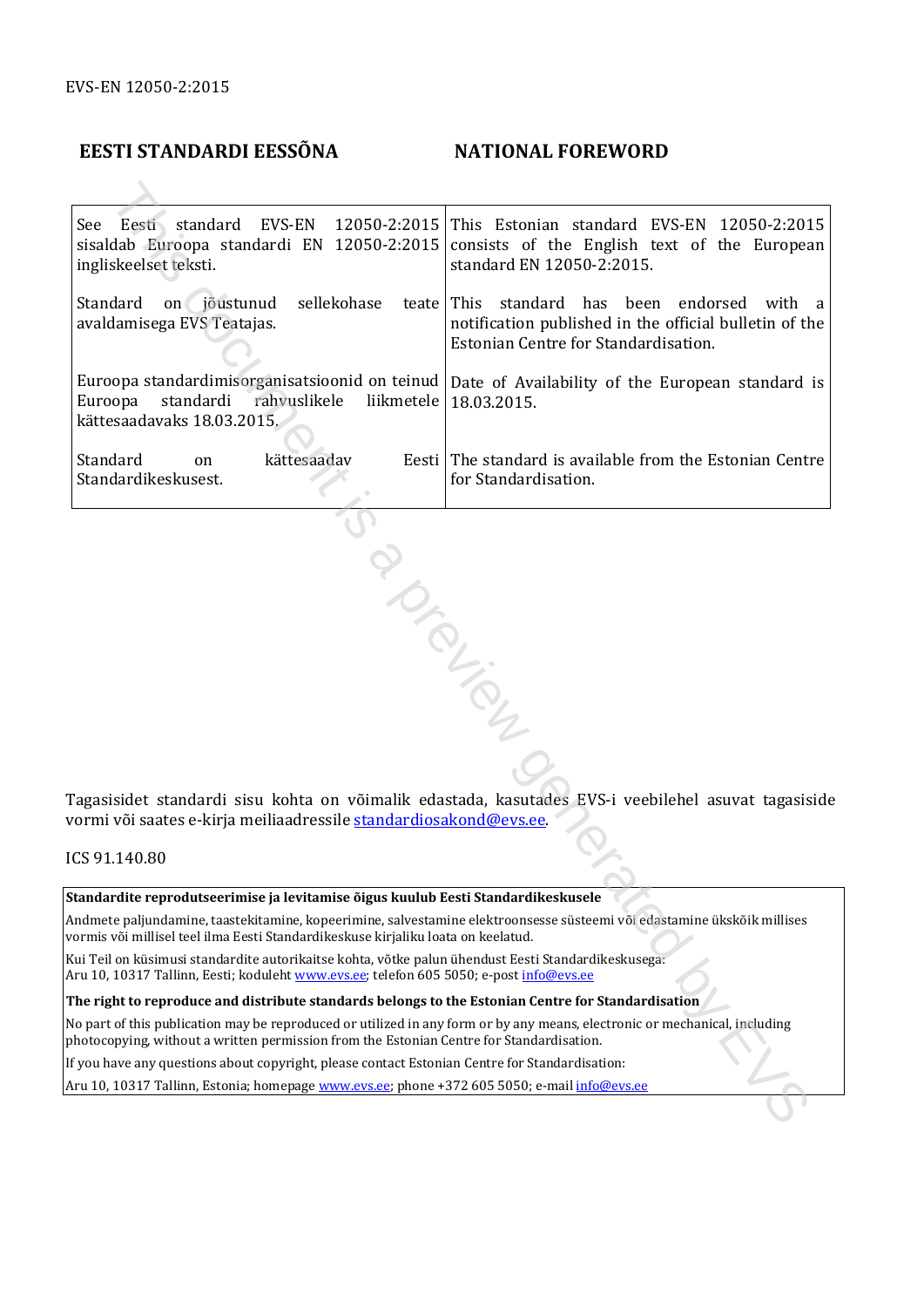EVS-EN 12050-2:2015

| EESTI STANDARDI EESSÕNA | NATIONAL FOREWORD |
| --- | --- |
| See Eesti standard EVS-EN 12050-2:2015 sisaldab Euroopa standardi EN 12050-2:2015 ingliskeelset teksti. | This Estonian standard EVS-EN 12050-2:2015 consists of the English text of the European standard EN 12050-2:2015. |
| Standard on jõustunud sellekohase teate avaldamisega EVS Teatajas. | This standard has been endorsed with a notification published in the official bulletin of the Estonian Centre for Standardisation. |
| Euroopa standardimisorganisatsioonid on teinud Euroopa standardi rahvuslikele liikmetele kättesaadavaks 18.03.2015. | Date of Availability of the European standard is 18.03.2015. |
| Standard on kättesaadav Eesti Standardikeskusest. | The standard is available from the Estonian Centre for Standardisation. |

Tagasisidet standardi sisu kohta on võimalik edastada, kasutades EVS-i veebilehel asuvat tagasiside vormi või saates e-kirja meiliaadressile standardiosakond@evs.ee.

ICS 91.140.80

**Standardite reprodutseerimise ja levitamise õigus kuulub Eesti Standardikeskusele**

Andmete paljundamine, taastekitamine, kopeerimine, salvestamine elektroonsesse süsteemi või edastamine ükskõik millises vormis või millisel teel ilma Eesti Standardikeskuse kirjaliku loata on keelatud.

Kui Teil on küsimusi standardite autorikaitse kohta, võtke palun ühendust Eesti Standardikeskusega:
Aru 10, 10317 Tallinn, Eesti; koduleht www.evs.ee; telefon 605 5050; e-post info@evs.ee

**The right to reproduce and distribute standards belongs to the Estonian Centre for Standardisation**

No part of this publication may be reproduced or utilized in any form or by any means, electronic or mechanical, including photocopying, without a written permission from the Estonian Centre for Standardisation.

If you have any questions about copyright, please contact Estonian Centre for Standardisation:

Aru 10, 10317 Tallinn, Estonia; homepage www.evs.ee; phone +372 605 5050; e-mail info@evs.ee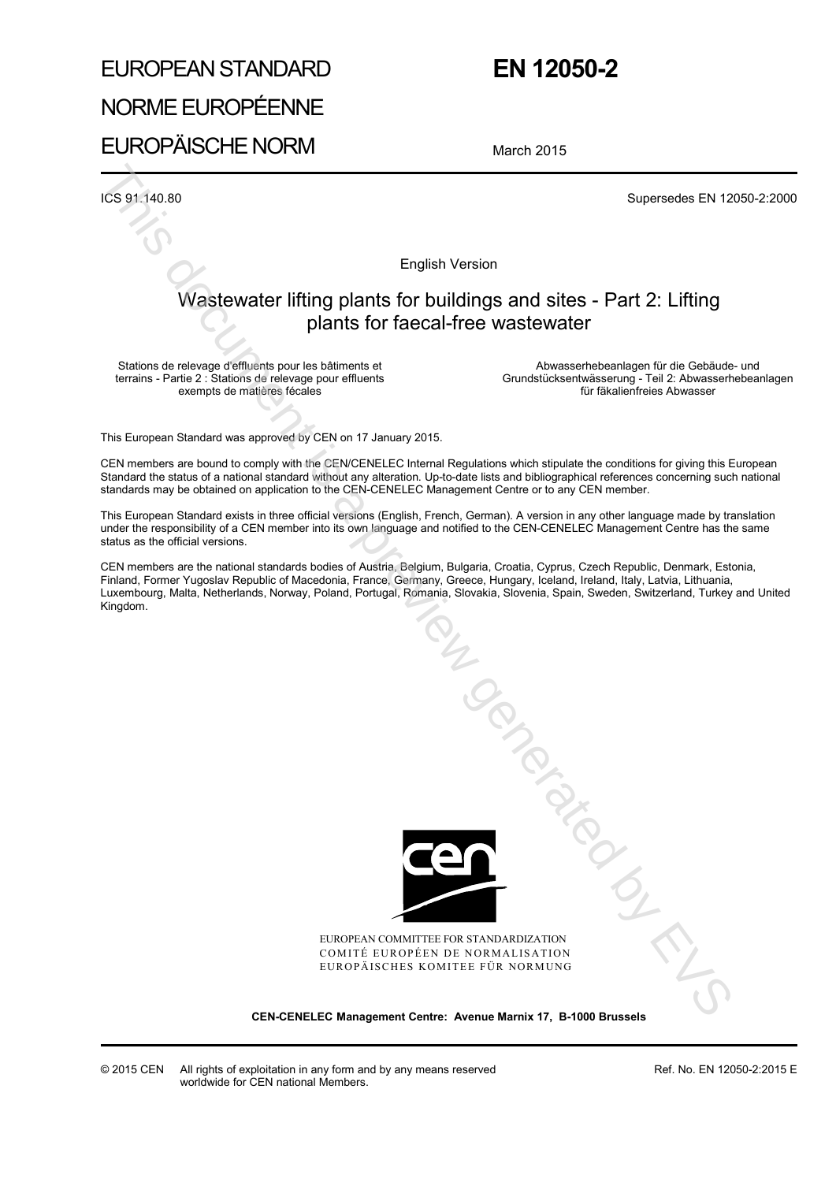# EUROPEAN STANDARD
# NORME EUROPÉENNE
# EUROPÄISCHE NORM

# EN 12050-2

March 2015

ICS 91.140.80

Supersedes EN 12050-2:2000

English Version

## Wastewater lifting plants for buildings and sites - Part 2: Lifting plants for faecal-free wastewater

Stations de relevage d'effluents pour les bâtiments et terrains - Partie 2 : Stations de relevage pour effluents exempts de matières fécales

Abwasserhebeanlagen für die Gebäude- und Grundstücksentwässerung - Teil 2: Abwasserhebeanlagen für fäkalienfreies Abwasser

This European Standard was approved by CEN on 17 January 2015.

CEN members are bound to comply with the CEN/CENELEC Internal Regulations which stipulate the conditions for giving this European Standard the status of a national standard without any alteration. Up-to-date lists and bibliographical references concerning such national standards may be obtained on application to the CEN-CENELEC Management Centre or to any CEN member.

This European Standard exists in three official versions (English, French, German). A version in any other language made by translation under the responsibility of a CEN member into its own language and notified to the CEN-CENELEC Management Centre has the same status as the official versions.

CEN members are the national standards bodies of Austria, Belgium, Bulgaria, Croatia, Cyprus, Czech Republic, Denmark, Estonia, Finland, Former Yugoslav Republic of Macedonia, France, Germany, Greece, Hungary, Iceland, Ireland, Italy, Latvia, Lithuania, Luxembourg, Malta, Netherlands, Norway, Poland, Portugal, Romania, Slovakia, Slovenia, Spain, Sweden, Switzerland, Turkey and United Kingdom.

EUROPEAN COMMITTEE FOR STANDARDIZATION
COMITÉ EUROPÉEN DE NORMALISATION
EUROPÄISCHES KOMITEE FÜR NORMUNG

**CEN-CENELEC Management Centre: Avenue Marnix 17, B-1000 Brussels**

© 2015 CEN All rights of exploitation in any form and by any means reserved worldwide for CEN national Members.

Ref. No. EN 12050-2:2015 E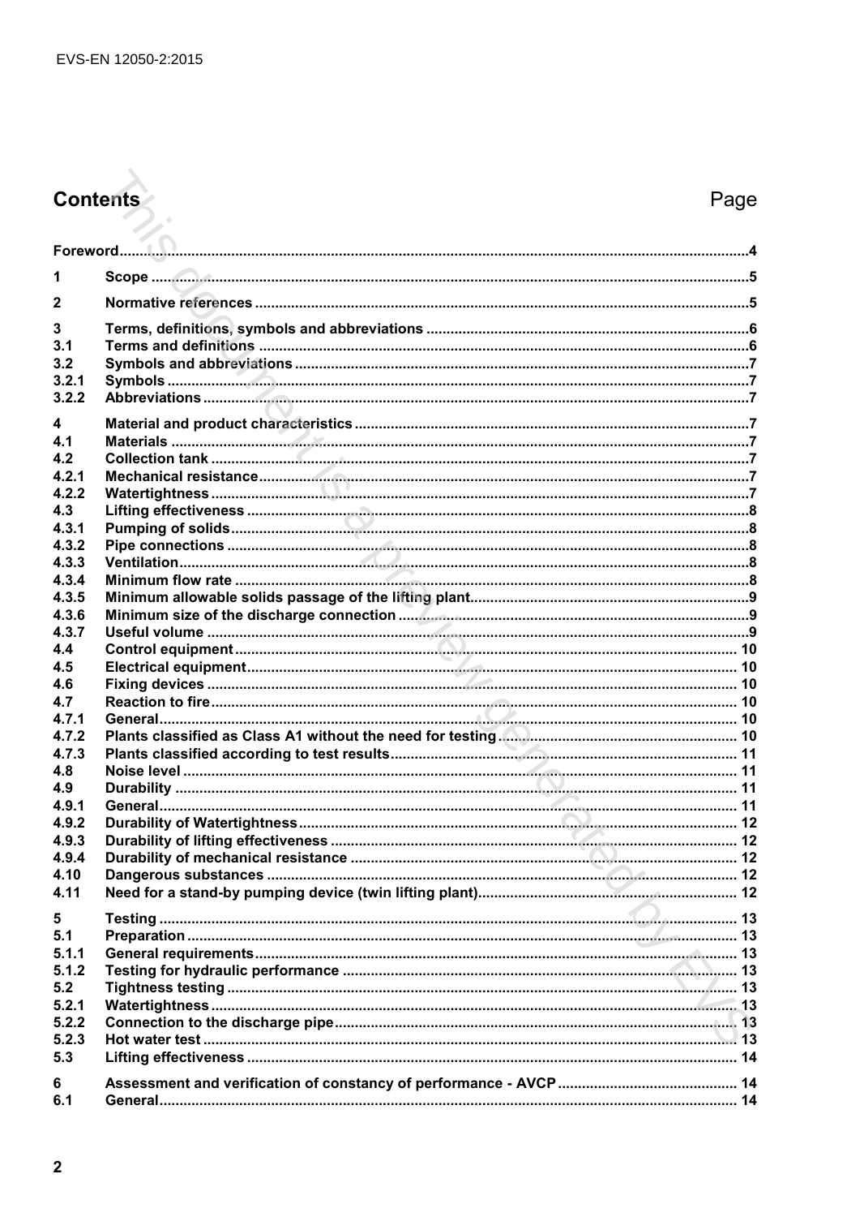## Contents

| | | Page |
|---|---|---|
| Foreword | | 4 |
| 1 | Scope | 5 |
| 2 | Normative references | 5 |
| 3 | Terms, definitions, symbols and abbreviations | 6 |
| 3.1 | Terms and definitions | 6 |
| 3.2 | Symbols and abbreviations | 7 |
| 3.2.1 | Symbols | 7 |
| 3.2.2 | Abbreviations | 7 |
| 4 | Material and product characteristics | 7 |
| 4.1 | Materials | 7 |
| 4.2 | Collection tank | 7 |
| 4.2.1 | Mechanical resistance | 7 |
| 4.2.2 | Watertightness | 7 |
| 4.3 | Lifting effectiveness | 8 |
| 4.3.1 | Pumping of solids | 8 |
| 4.3.2 | Pipe connections | 8 |
| 4.3.3 | Ventilation | 8 |
| 4.3.4 | Minimum flow rate | 8 |
| 4.3.5 | Minimum allowable solids passage of the lifting plant | 9 |
| 4.3.6 | Minimum size of the discharge connection | 9 |
| 4.3.7 | Useful volume | 9 |
| 4.4 | Control equipment | 10 |
| 4.5 | Electrical equipment | 10 |
| 4.6 | Fixing devices | 10 |
| 4.7 | Reaction to fire | 10 |
| 4.7.1 | General | 10 |
| 4.7.2 | Plants classified as Class A1 without the need for testing | 10 |
| 4.7.3 | Plants classified according to test results | 11 |
| 4.8 | Noise level | 11 |
| 4.9 | Durability | 11 |
| 4.9.1 | General | 11 |
| 4.9.2 | Durability of Watertightness | 12 |
| 4.9.3 | Durability of lifting effectiveness | 12 |
| 4.9.4 | Durability of mechanical resistance | 12 |
| 4.10 | Dangerous substances | 12 |
| 4.11 | Need for a stand-by pumping device (twin lifting plant) | 12 |
| 5 | Testing | 13 |
| 5.1 | Preparation | 13 |
| 5.1.1 | General requirements | 13 |
| 5.1.2 | Testing for hydraulic performance | 13 |
| 5.2 | Tightness testing | 13 |
| 5.2.1 | Watertightness | 13 |
| 5.2.2 | Connection to the discharge pipe | 13 |
| 5.2.3 | Hot water test | 13 |
| 5.3 | Lifting effectiveness | 14 |
| 6 | Assessment and verification of constancy of performance - AVCP | 14 |
| 6.1 | General | 14 |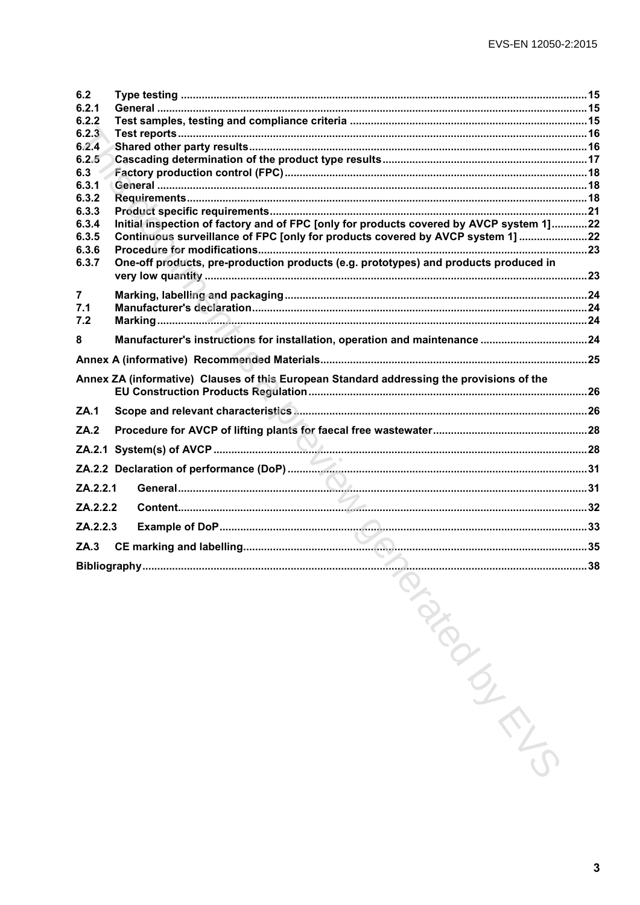| | | |
|---|---|---|
| 6.2 | Type testing | 15 |
| 6.2.1 | General | 15 |
| 6.2.2 | Test samples, testing and compliance criteria | 15 |
| 6.2.3 | Test reports | 16 |
| 6.2.4 | Shared other party results | 16 |
| 6.2.5 | Cascading determination of the product type results | 17 |
| 6.3 | Factory production control (FPC) | 18 |
| 6.3.1 | General | 18 |
| 6.3.2 | Requirements | 18 |
| 6.3.3 | Product specific requirements | 21 |
| 6.3.4 | Initial inspection of factory and of FPC [only for products covered by AVCP system 1] | 22 |
| 6.3.5 | Continuous surveillance of FPC [only for products covered by AVCP system 1] | 22 |
| 6.3.6 | Procedure for modifications | 23 |
| 6.3.7 | One-off products, pre-production products (e.g. prototypes) and products produced in very low quantity | 23 |
| 7 | Marking, labelling and packaging | 24 |
| 7.1 | Manufacturer's declaration | 24 |
| 7.2 | Marking | 24 |
| 8 | Manufacturer's instructions for installation, operation and maintenance | 24 |
| Annex A (informative) | Recommended Materials | 25 |
| Annex ZA (informative) | Clauses of this European Standard addressing the provisions of the EU Construction Products Regulation | 26 |
| ZA.1 | Scope and relevant characteristics | 26 |
| ZA.2 | Procedure for AVCP of lifting plants for faecal free wastewater | 28 |
| ZA.2.1 | System(s) of AVCP | 28 |
| ZA.2.2 | Declaration of performance (DoP) | 31 |
| ZA.2.2.1 | General | 31 |
| ZA.2.2.2 | Content | 32 |
| ZA.2.2.3 | Example of DoP | 33 |
| ZA.3 | CE marking and labelling | 35 |
| Bibliography | | 38 |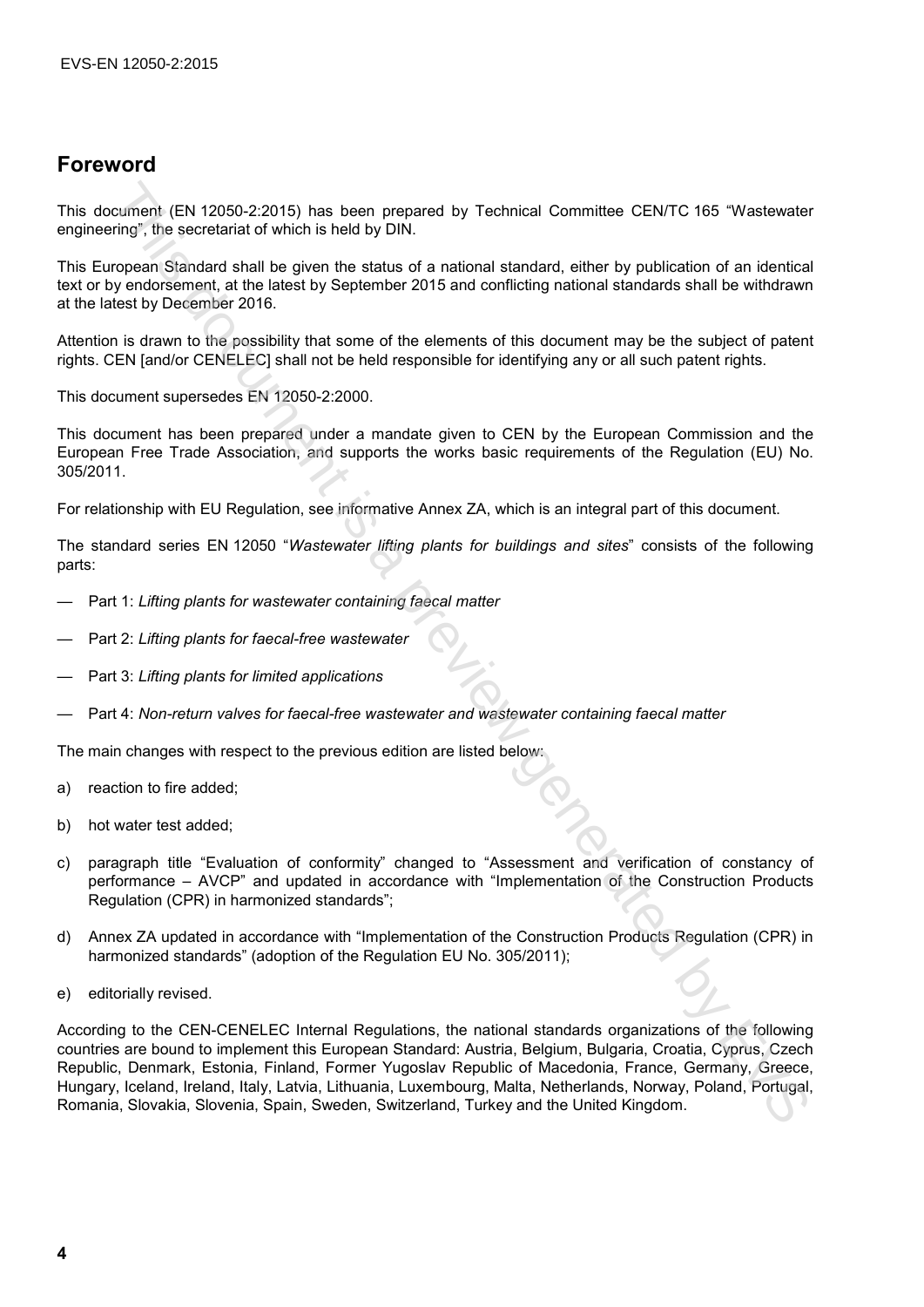## Foreword

This document (EN 12050-2:2015) has been prepared by Technical Committee CEN/TC 165 "Wastewater engineering", the secretariat of which is held by DIN.

This European Standard shall be given the status of a national standard, either by publication of an identical text or by endorsement, at the latest by September 2015 and conflicting national standards shall be withdrawn at the latest by December 2016.

Attention is drawn to the possibility that some of the elements of this document may be the subject of patent rights. CEN [and/or CENELEC] shall not be held responsible for identifying any or all such patent rights.

This document supersedes EN 12050-2:2000.

This document has been prepared under a mandate given to CEN by the European Commission and the European Free Trade Association, and supports the works basic requirements of the Regulation (EU) No. 305/2011.

For relationship with EU Regulation, see informative Annex ZA, which is an integral part of this document.

The standard series EN 12050 "*Wastewater lifting plants for buildings and sites*" consists of the following parts:

- Part 1: *Lifting plants for wastewater containing faecal matter*
- Part 2: *Lifting plants for faecal-free wastewater*
- Part 3: *Lifting plants for limited applications*
- Part 4: *Non-return valves for faecal-free wastewater and wastewater containing faecal matter*

The main changes with respect to the previous edition are listed below:

a) reaction to fire added;

b) hot water test added;

c) paragraph title "Evaluation of conformity" changed to "Assessment and verification of constancy of performance – AVCP" and updated in accordance with "Implementation of the Construction Products Regulation (CPR) in harmonized standards";

d) Annex ZA updated in accordance with "Implementation of the Construction Products Regulation (CPR) in harmonized standards" (adoption of the Regulation EU No. 305/2011);

e) editorially revised.

According to the CEN-CENELEC Internal Regulations, the national standards organizations of the following countries are bound to implement this European Standard: Austria, Belgium, Bulgaria, Croatia, Cyprus, Czech Republic, Denmark, Estonia, Finland, Former Yugoslav Republic of Macedonia, France, Germany, Greece, Hungary, Iceland, Ireland, Italy, Latvia, Lithuania, Luxembourg, Malta, Netherlands, Norway, Poland, Portugal, Romania, Slovakia, Slovenia, Spain, Sweden, Switzerland, Turkey and the United Kingdom.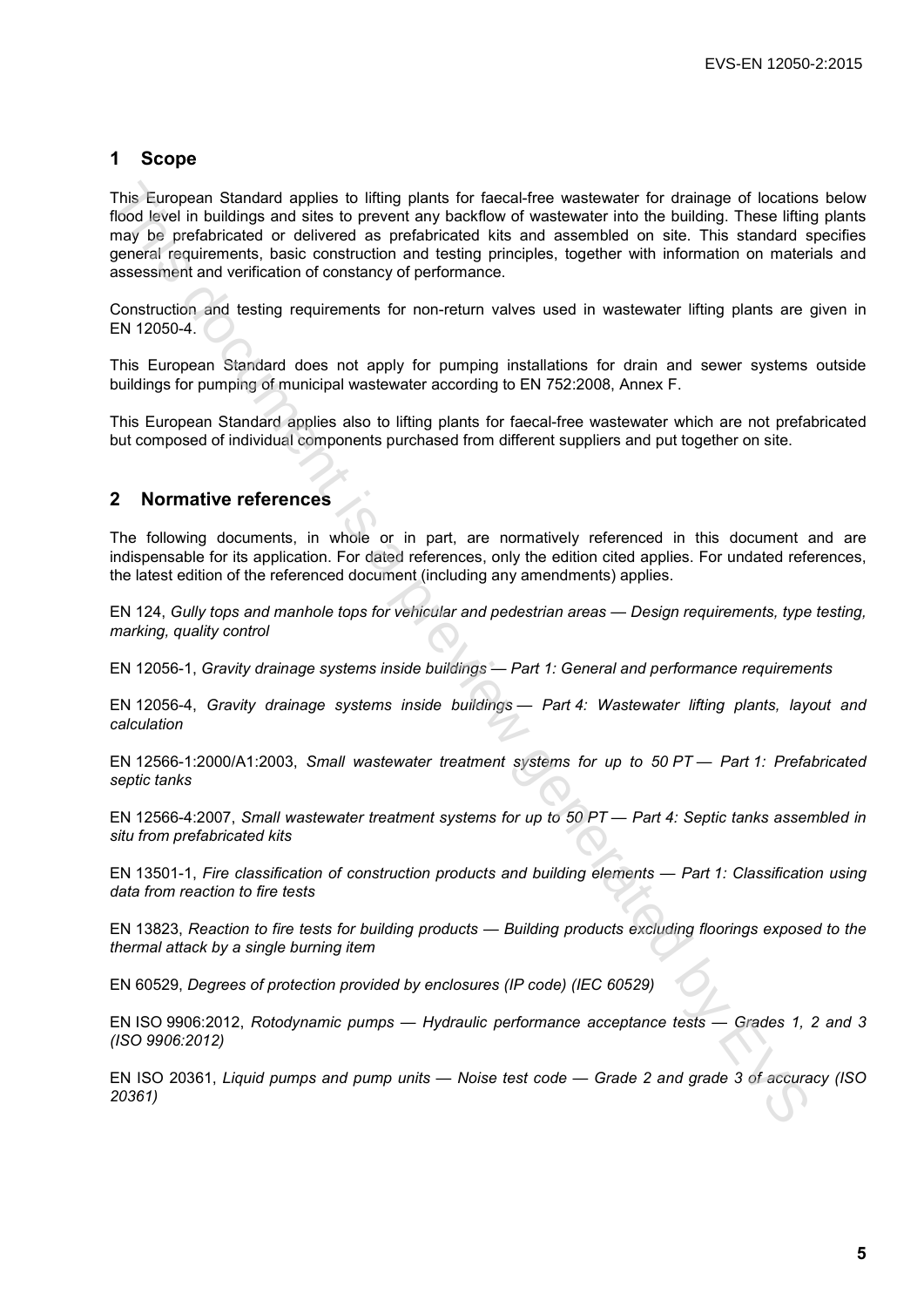## 1 Scope

This European Standard applies to lifting plants for faecal-free wastewater for drainage of locations below flood level in buildings and sites to prevent any backflow of wastewater into the building. These lifting plants may be prefabricated or delivered as prefabricated kits and assembled on site. This standard specifies general requirements, basic construction and testing principles, together with information on materials and assessment and verification of constancy of performance.

Construction and testing requirements for non-return valves used in wastewater lifting plants are given in EN 12050-4.

This European Standard does not apply for pumping installations for drain and sewer systems outside buildings for pumping of municipal wastewater according to EN 752:2008, Annex F.

This European Standard applies also to lifting plants for faecal-free wastewater which are not prefabricated but composed of individual components purchased from different suppliers and put together on site.

## 2 Normative references

The following documents, in whole or in part, are normatively referenced in this document and are indispensable for its application. For dated references, only the edition cited applies. For undated references, the latest edition of the referenced document (including any amendments) applies.

EN 124, *Gully tops and manhole tops for vehicular and pedestrian areas — Design requirements, type testing, marking, quality control*

EN 12056-1, *Gravity drainage systems inside buildings — Part 1: General and performance requirements*

EN 12056-4, *Gravity drainage systems inside buildings — Part 4: Wastewater lifting plants, layout and calculation*

EN 12566-1:2000/A1:2003, *Small wastewater treatment systems for up to 50 PT — Part 1: Prefabricated septic tanks*

EN 12566-4:2007, *Small wastewater treatment systems for up to 50 PT — Part 4: Septic tanks assembled in situ from prefabricated kits*

EN 13501-1, *Fire classification of construction products and building elements — Part 1: Classification using data from reaction to fire tests*

EN 13823, *Reaction to fire tests for building products — Building products excluding floorings exposed to the thermal attack by a single burning item*

EN 60529, *Degrees of protection provided by enclosures (IP code) (IEC 60529)*

EN ISO 9906:2012, *Rotodynamic pumps — Hydraulic performance acceptance tests — Grades 1, 2 and 3 (ISO 9906:2012)*

EN ISO 20361, *Liquid pumps and pump units — Noise test code — Grade 2 and grade 3 of accuracy (ISO 20361)*